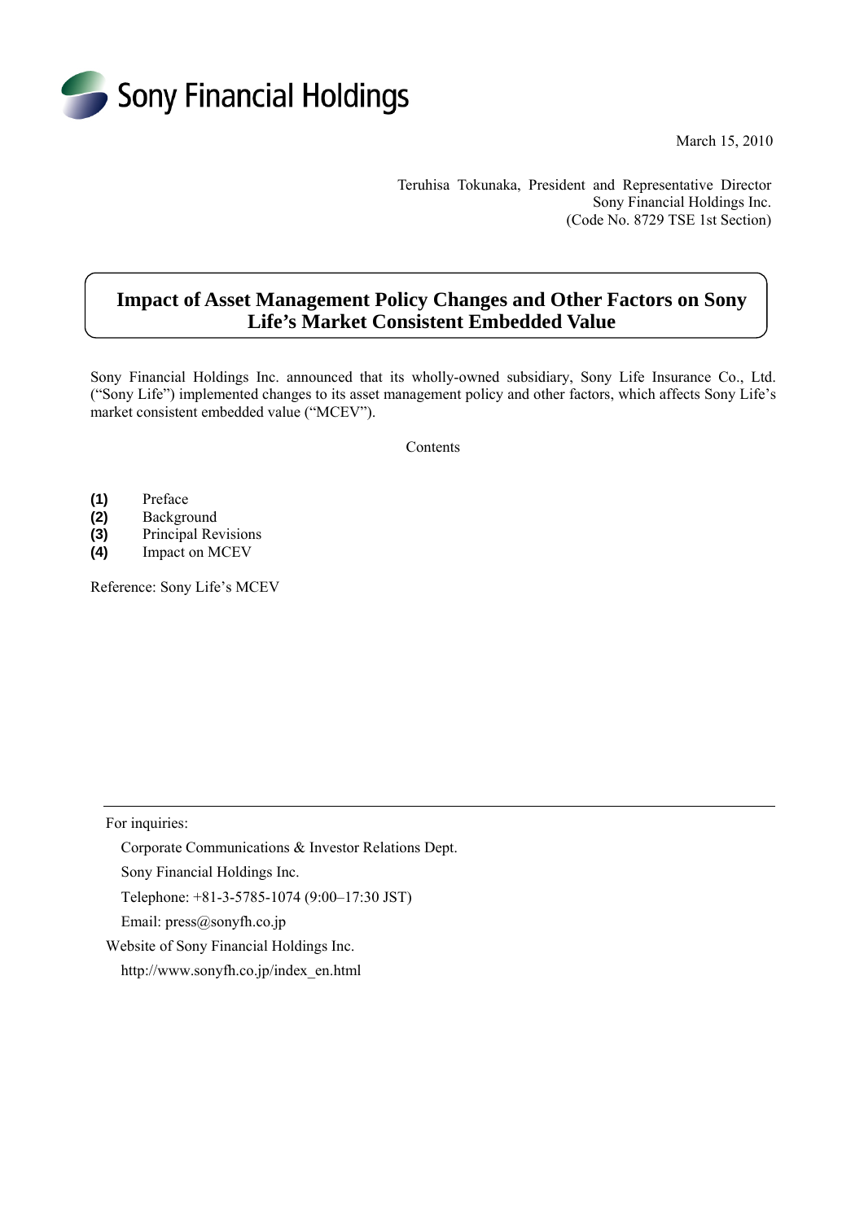Sony Financial Holdings

March 15, 2010

Teruhisa Tokunaka, President and Representative Director
Sony Financial Holdings Inc.
(Code No. 8729 TSE 1st Section)

# Impact of Asset Management Policy Changes and Other Factors on Sony Life's Market Consistent Embedded Value

Sony Financial Holdings Inc. announced that its wholly-owned subsidiary, Sony Life Insurance Co., Ltd. ("Sony Life") implemented changes to its asset management policy and other factors, which affects Sony Life's market consistent embedded value ("MCEV").

Contents

**(1)** Preface
**(2)** Background
**(3)** Principal Revisions
**(4)** Impact on MCEV

Reference: Sony Life's MCEV

---

For inquiries:

Corporate Communications & Investor Relations Dept.

Sony Financial Holdings Inc.

Telephone: +81-3-5785-1074 (9:00–17:30 JST)

Email: press@sonyfh.co.jp

Website of Sony Financial Holdings Inc.

http://www.sonyfh.co.jp/index_en.html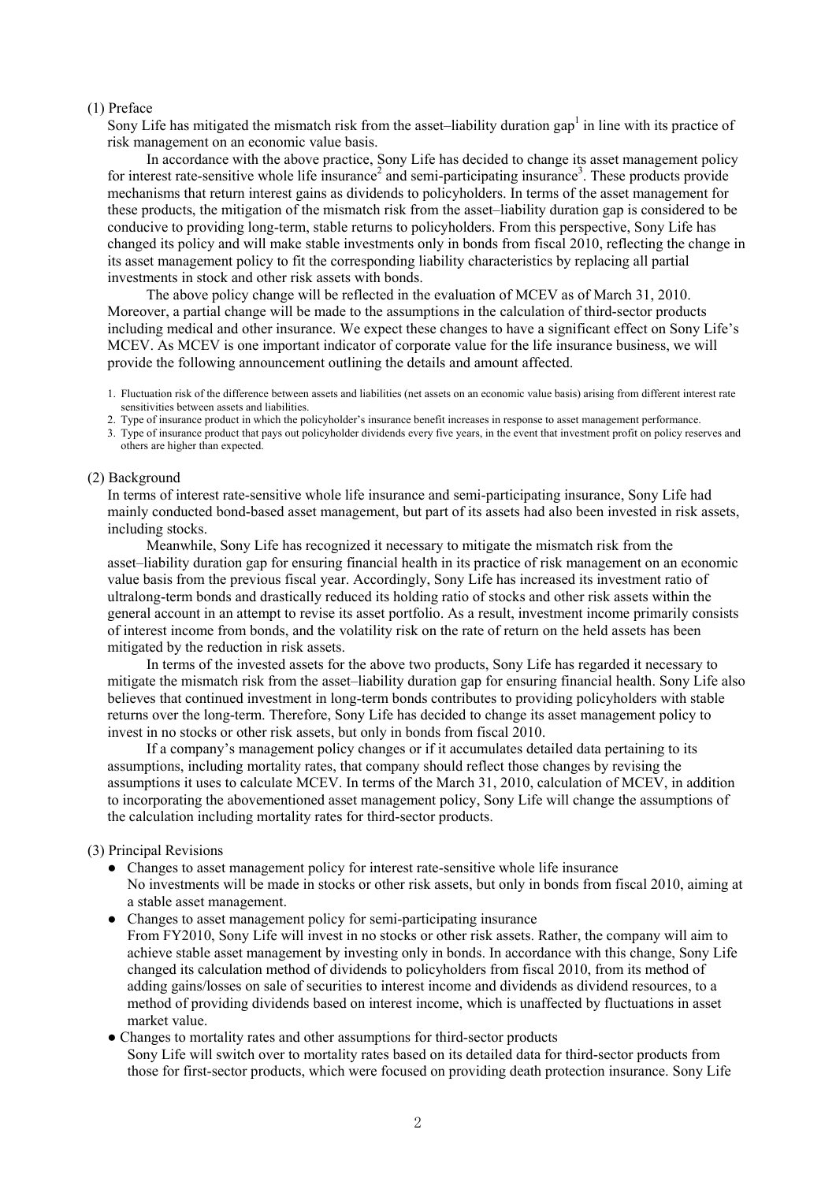(1) Preface

Sony Life has mitigated the mismatch risk from the asset–liability duration gap[1] in line with its practice of risk management on an economic value basis.

In accordance with the above practice, Sony Life has decided to change its asset management policy for interest rate-sensitive whole life insurance[2] and semi-participating insurance[3]. These products provide mechanisms that return interest gains as dividends to policyholders. In terms of the asset management for these products, the mitigation of the mismatch risk from the asset–liability duration gap is considered to be conducive to providing long-term, stable returns to policyholders. From this perspective, Sony Life has changed its policy and will make stable investments only in bonds from fiscal 2010, reflecting the change in its asset management policy to fit the corresponding liability characteristics by replacing all partial investments in stock and other risk assets with bonds.

The above policy change will be reflected in the evaluation of MCEV as of March 31, 2010. Moreover, a partial change will be made to the assumptions in the calculation of third-sector products including medical and other insurance. We expect these changes to have a significant effect on Sony Life's MCEV. As MCEV is one important indicator of corporate value for the life insurance business, we will provide the following announcement outlining the details and amount affected.

1. Fluctuation risk of the difference between assets and liabilities (net assets on an economic value basis) arising from different interest rate sensitivities between assets and liabilities.
2. Type of insurance product in which the policyholder's insurance benefit increases in response to asset management performance.
3. Type of insurance product that pays out policyholder dividends every five years, in the event that investment profit on policy reserves and others are higher than expected.

(2) Background

In terms of interest rate-sensitive whole life insurance and semi-participating insurance, Sony Life had mainly conducted bond-based asset management, but part of its assets had also been invested in risk assets, including stocks.

Meanwhile, Sony Life has recognized it necessary to mitigate the mismatch risk from the asset–liability duration gap for ensuring financial health in its practice of risk management on an economic value basis from the previous fiscal year. Accordingly, Sony Life has increased its investment ratio of ultralong-term bonds and drastically reduced its holding ratio of stocks and other risk assets within the general account in an attempt to revise its asset portfolio. As a result, investment income primarily consists of interest income from bonds, and the volatility risk on the rate of return on the held assets has been mitigated by the reduction in risk assets.

In terms of the invested assets for the above two products, Sony Life has regarded it necessary to mitigate the mismatch risk from the asset–liability duration gap for ensuring financial health. Sony Life also believes that continued investment in long-term bonds contributes to providing policyholders with stable returns over the long-term. Therefore, Sony Life has decided to change its asset management policy to invest in no stocks or other risk assets, but only in bonds from fiscal 2010.

If a company's management policy changes or if it accumulates detailed data pertaining to its assumptions, including mortality rates, that company should reflect those changes by revising the assumptions it uses to calculate MCEV. In terms of the March 31, 2010, calculation of MCEV, in addition to incorporating the abovementioned asset management policy, Sony Life will change the assumptions of the calculation including mortality rates for third-sector products.

(3) Principal Revisions

- Changes to asset management policy for interest rate-sensitive whole life insurance
  No investments will be made in stocks or other risk assets, but only in bonds from fiscal 2010, aiming at a stable asset management.
- Changes to asset management policy for semi-participating insurance
  From FY2010, Sony Life will invest in no stocks or other risk assets. Rather, the company will aim to achieve stable asset management by investing only in bonds. In accordance with this change, Sony Life changed its calculation method of dividends to policyholders from fiscal 2010, from its method of adding gains/losses on sale of securities to interest income and dividends as dividend resources, to a method of providing dividends based on interest income, which is unaffected by fluctuations in asset market value.
- Changes to mortality rates and other assumptions for third-sector products
  Sony Life will switch over to mortality rates based on its detailed data for third-sector products from those for first-sector products, which were focused on providing death protection insurance. Sony Life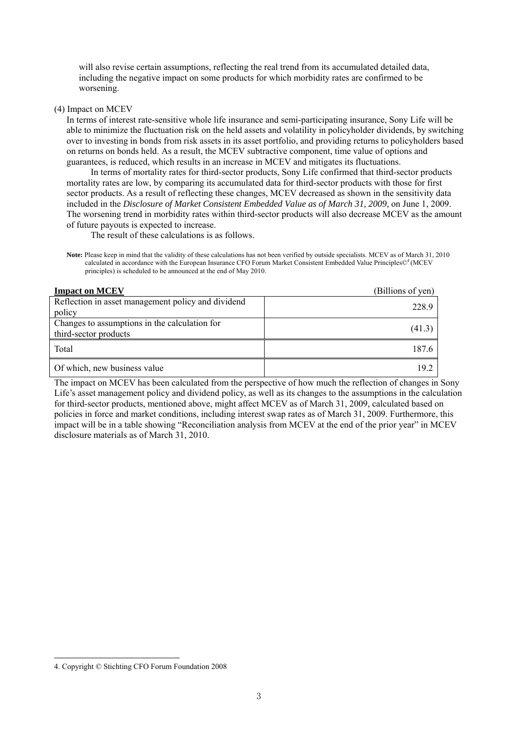will also revise certain assumptions, reflecting the real trend from its accumulated detailed data, including the negative impact on some products for which morbidity rates are confirmed to be worsening.

(4) Impact on MCEV

In terms of interest rate-sensitive whole life insurance and semi-participating insurance, Sony Life will be able to minimize the fluctuation risk on the held assets and volatility in policyholder dividends, by switching over to investing in bonds from risk assets in its asset portfolio, and providing returns to policyholders based on returns on bonds held. As a result, the MCEV subtractive component, time value of options and guarantees, is reduced, which results in an increase in MCEV and mitigates its fluctuations.

In terms of mortality rates for third-sector products, Sony Life confirmed that third-sector products mortality rates are low, by comparing its accumulated data for third-sector products with those for first sector products. As a result of reflecting these changes, MCEV decreased as shown in the sensitivity data included in the *Disclosure of Market Consistent Embedded Value as of March 31, 2009,* on June 1, 2009. The worsening trend in morbidity rates within third-sector products will also decrease MCEV as the amount of future payouts is expected to increase.

The result of these calculations is as follows.

**Note:** Please keep in mind that the validity of these calculations has not been verified by outside specialists. MCEV as of March 31, 2010 calculated in accordance with the European Insurance CFO Forum Market Consistent Embedded Value Principles©[4] (MCEV principles) is scheduled to be announced at the end of May 2010.

**Impact on MCEV** (Billions of yen)

| | |
|---|---|
| Reflection in asset management policy and dividend policy | 228.9 |
| Changes to assumptions in the calculation for third-sector products | (41.3) |
| Total | 187.6 |
| Of which, new business value | 19.2 |

The impact on MCEV has been calculated from the perspective of how much the reflection of changes in Sony Life's asset management policy and dividend policy, as well as its changes to the assumptions in the calculation for third-sector products, mentioned above, might affect MCEV as of March 31, 2009, calculated based on policies in force and market conditions, including interest swap rates as of March 31, 2009. Furthermore, this impact will be in a table showing "Reconciliation analysis from MCEV at the end of the prior year" in MCEV disclosure materials as of March 31, 2010.

4. Copyright © Stichting CFO Forum Foundation 2008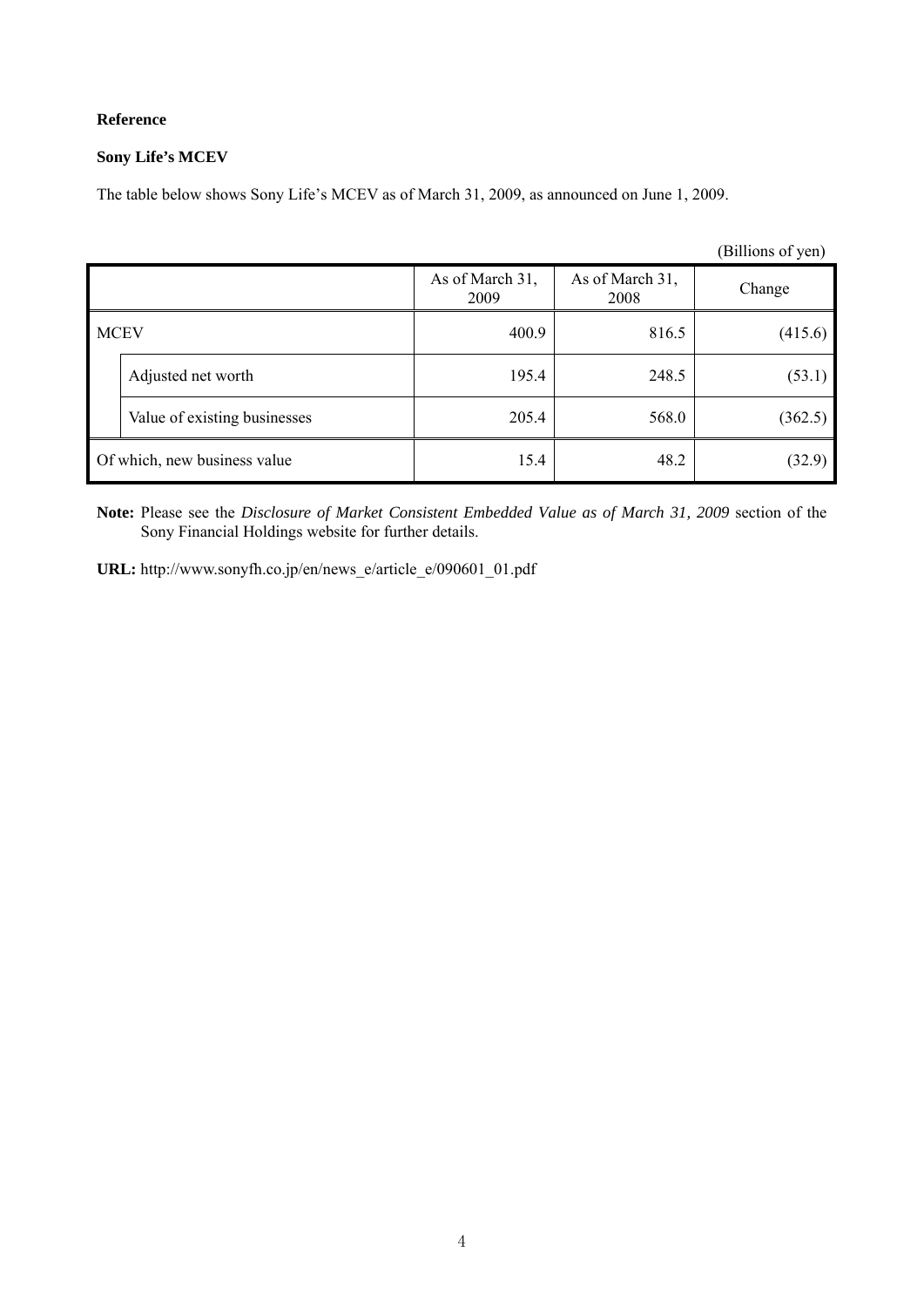**Reference**

**Sony Life's MCEV**

The table below shows Sony Life's MCEV as of March 31, 2009, as announced on June 1, 2009.

(Billions of yen)

| | As of March 31, 2009 | As of March 31, 2008 | Change |
|---|---|---|---|
| MCEV | 400.9 | 816.5 | (415.6) |
| Adjusted net worth | 195.4 | 248.5 | (53.1) |
| Value of existing businesses | 205.4 | 568.0 | (362.5) |
| Of which, new business value | 15.4 | 48.2 | (32.9) |

**Note:** Please see the *Disclosure of Market Consistent Embedded Value as of March 31, 2009* section of the Sony Financial Holdings website for further details.

**URL:** http://www.sonyfh.co.jp/en/news_e/article_e/090601_01.pdf